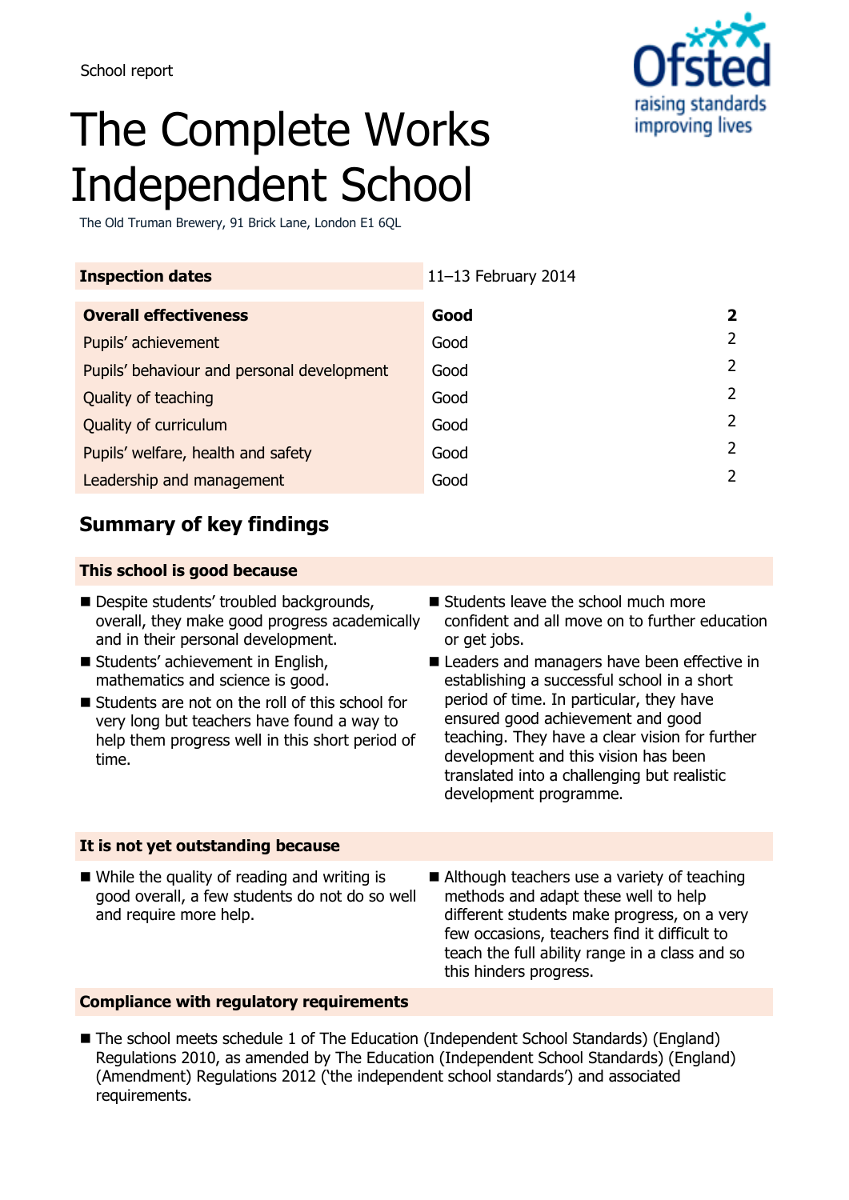School report

# The Complete Works Independent School

The Old Truman Brewery, 91 Brick Lane, London E1 6QL

| **Inspection dates** | 11–13 February 2014 | |
|---|---|---|
| **Overall effectiveness** | **Good** | **2** |
| Pupils' achievement | Good | 2 |
| Pupils' behaviour and personal development | Good | 2 |
| Quality of teaching | Good | 2 |
| Quality of curriculum | Good | 2 |
| Pupils' welfare, health and safety | Good | 2 |
| Leadership and management | Good | 2 |

## Summary of key findings

### This school is good because

- Despite students' troubled backgrounds, overall, they make good progress academically and in their personal development.
- Students' achievement in English, mathematics and science is good.
- Students are not on the roll of this school for very long but teachers have found a way to help them progress well in this short period of time.
- Students leave the school much more confident and all move on to further education or get jobs.
- Leaders and managers have been effective in establishing a successful school in a short period of time. In particular, they have ensured good achievement and good teaching. They have a clear vision for further development and this vision has been translated into a challenging but realistic development programme.

### It is not yet outstanding because

- While the quality of reading and writing is good overall, a few students do not do so well and require more help.
- Although teachers use a variety of teaching methods and adapt these well to help different students make progress, on a very few occasions, teachers find it difficult to teach the full ability range in a class and so this hinders progress.

### Compliance with regulatory requirements

- The school meets schedule 1 of The Education (Independent School Standards) (England) Regulations 2010, as amended by The Education (Independent School Standards) (England) (Amendment) Regulations 2012 ('the independent school standards') and associated requirements.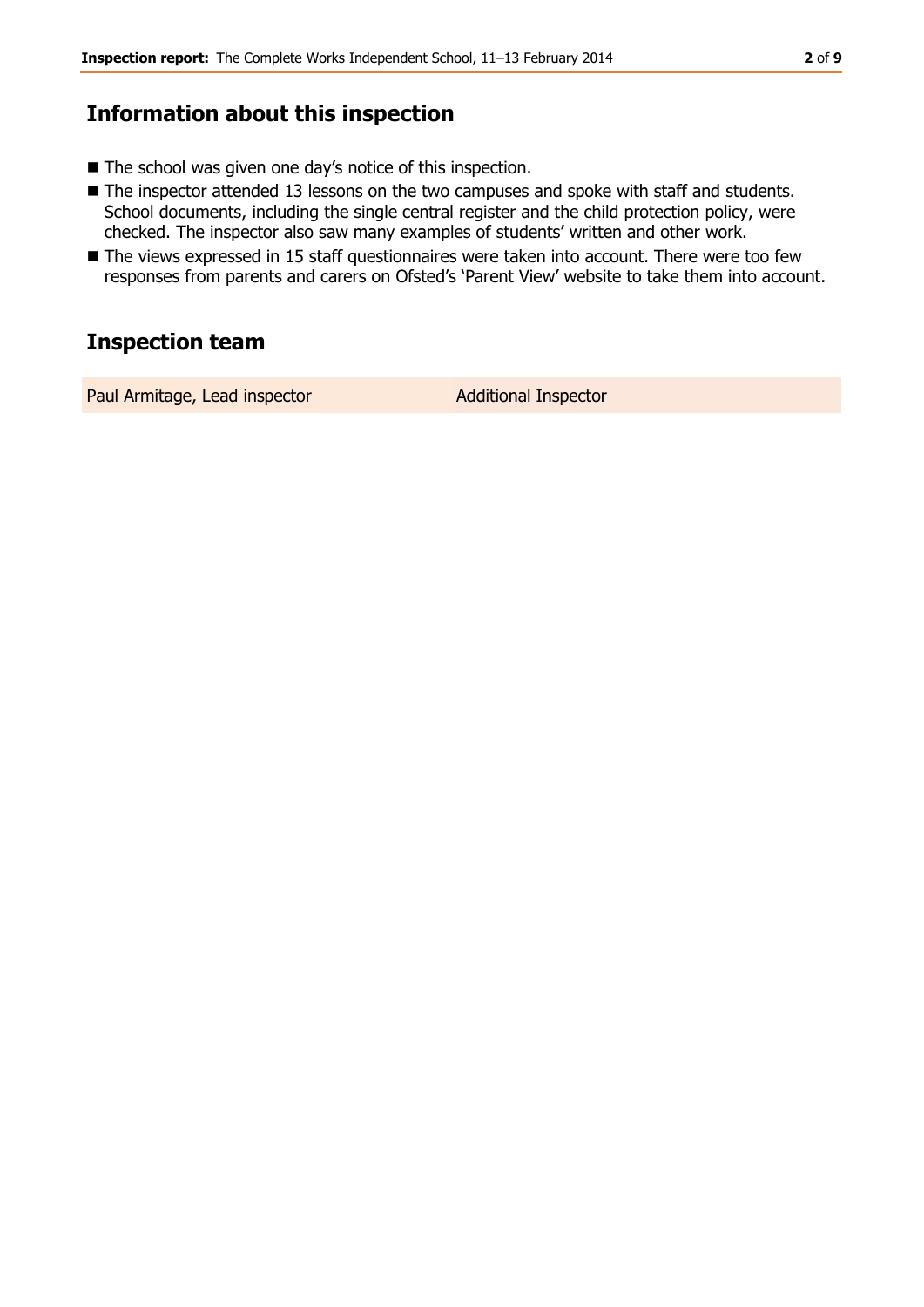## Information about this inspection

- The school was given one day's notice of this inspection.
- The inspector attended 13 lessons on the two campuses and spoke with staff and students. School documents, including the single central register and the child protection policy, were checked. The inspector also saw many examples of students' written and other work.
- The views expressed in 15 staff questionnaires were taken into account. There were too few responses from parents and carers on Ofsted's 'Parent View' website to take them into account.

## Inspection team

| Paul Armitage, Lead inspector | Additional Inspector |
| --- | --- |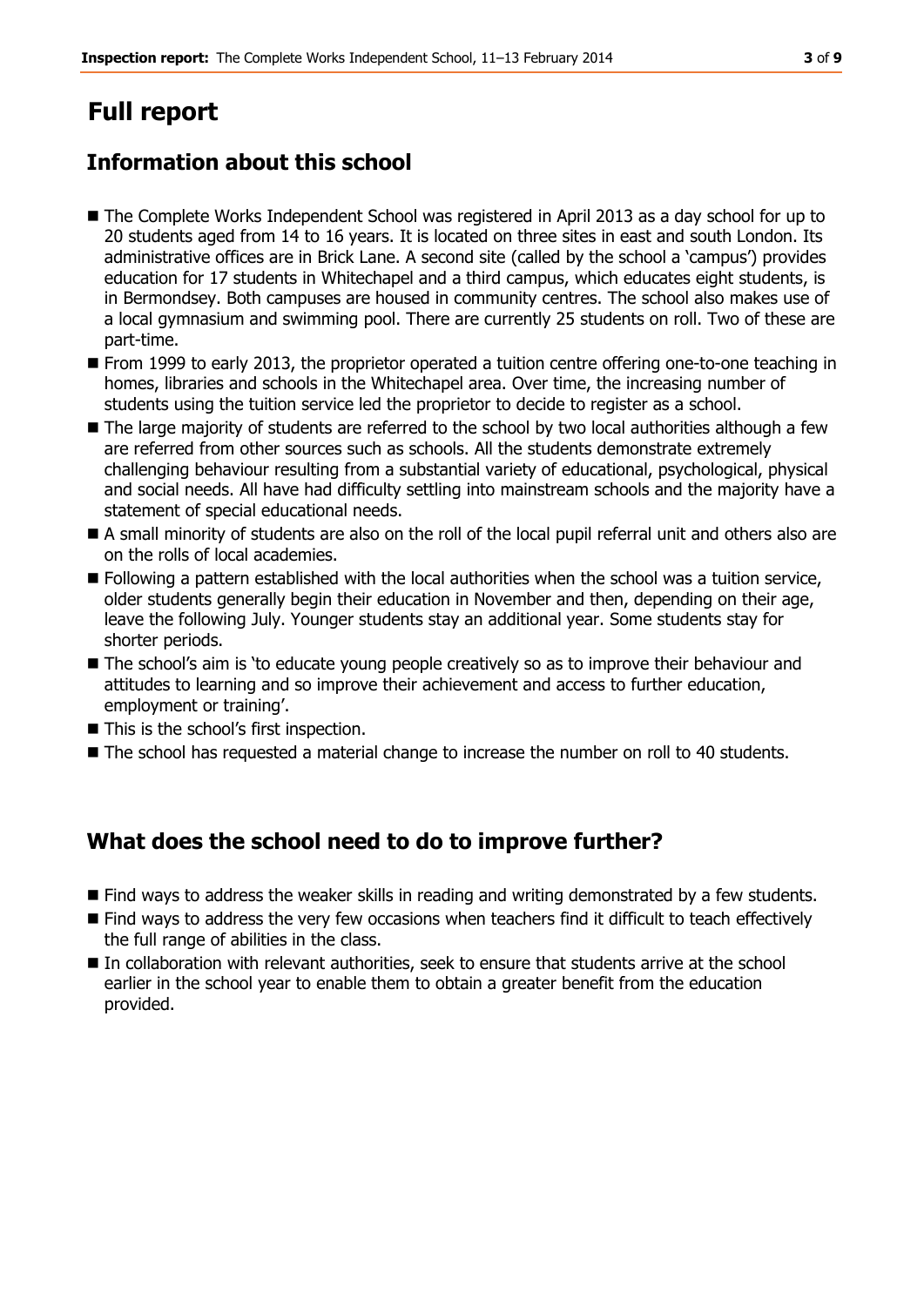# Full report

## Information about this school

- The Complete Works Independent School was registered in April 2013 as a day school for up to 20 students aged from 14 to 16 years. It is located on three sites in east and south London. Its administrative offices are in Brick Lane. A second site (called by the school a 'campus') provides education for 17 students in Whitechapel and a third campus, which educates eight students, is in Bermondsey. Both campuses are housed in community centres. The school also makes use of a local gymnasium and swimming pool. There are currently 25 students on roll. Two of these are part-time.
- From 1999 to early 2013, the proprietor operated a tuition centre offering one-to-one teaching in homes, libraries and schools in the Whitechapel area. Over time, the increasing number of students using the tuition service led the proprietor to decide to register as a school.
- The large majority of students are referred to the school by two local authorities although a few are referred from other sources such as schools. All the students demonstrate extremely challenging behaviour resulting from a substantial variety of educational, psychological, physical and social needs. All have had difficulty settling into mainstream schools and the majority have a statement of special educational needs.
- A small minority of students are also on the roll of the local pupil referral unit and others also are on the rolls of local academies.
- Following a pattern established with the local authorities when the school was a tuition service, older students generally begin their education in November and then, depending on their age, leave the following July. Younger students stay an additional year. Some students stay for shorter periods.
- The school's aim is 'to educate young people creatively so as to improve their behaviour and attitudes to learning and so improve their achievement and access to further education, employment or training'.
- This is the school's first inspection.
- The school has requested a material change to increase the number on roll to 40 students.

## What does the school need to do to improve further?

- Find ways to address the weaker skills in reading and writing demonstrated by a few students.
- Find ways to address the very few occasions when teachers find it difficult to teach effectively the full range of abilities in the class.
- In collaboration with relevant authorities, seek to ensure that students arrive at the school earlier in the school year to enable them to obtain a greater benefit from the education provided.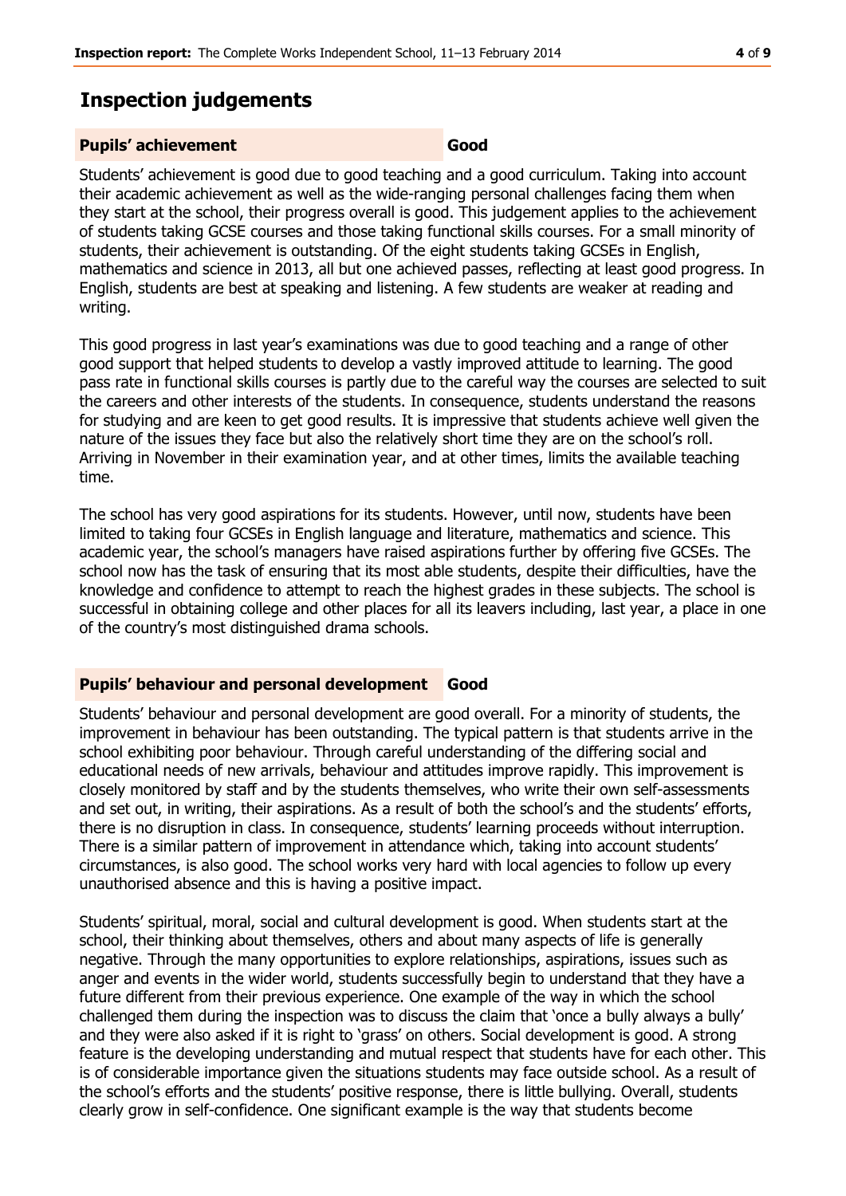## Inspection judgements

### Pupils' achievement — Good

Students' achievement is good due to good teaching and a good curriculum. Taking into account their academic achievement as well as the wide-ranging personal challenges facing them when they start at the school, their progress overall is good. This judgement applies to the achievement of students taking GCSE courses and those taking functional skills courses. For a small minority of students, their achievement is outstanding. Of the eight students taking GCSEs in English, mathematics and science in 2013, all but one achieved passes, reflecting at least good progress. In English, students are best at speaking and listening. A few students are weaker at reading and writing.

This good progress in last year's examinations was due to good teaching and a range of other good support that helped students to develop a vastly improved attitude to learning. The good pass rate in functional skills courses is partly due to the careful way the courses are selected to suit the careers and other interests of the students. In consequence, students understand the reasons for studying and are keen to get good results. It is impressive that students achieve well given the nature of the issues they face but also the relatively short time they are on the school's roll. Arriving in November in their examination year, and at other times, limits the available teaching time.

The school has very good aspirations for its students. However, until now, students have been limited to taking four GCSEs in English language and literature, mathematics and science. This academic year, the school's managers have raised aspirations further by offering five GCSEs. The school now has the task of ensuring that its most able students, despite their difficulties, have the knowledge and confidence to attempt to reach the highest grades in these subjects. The school is successful in obtaining college and other places for all its leavers including, last year, a place in one of the country's most distinguished drama schools.

### Pupils' behaviour and personal development — Good

Students' behaviour and personal development are good overall. For a minority of students, the improvement in behaviour has been outstanding. The typical pattern is that students arrive in the school exhibiting poor behaviour. Through careful understanding of the differing social and educational needs of new arrivals, behaviour and attitudes improve rapidly. This improvement is closely monitored by staff and by the students themselves, who write their own self-assessments and set out, in writing, their aspirations. As a result of both the school's and the students' efforts, there is no disruption in class. In consequence, students' learning proceeds without interruption. There is a similar pattern of improvement in attendance which, taking into account students' circumstances, is also good. The school works very hard with local agencies to follow up every unauthorised absence and this is having a positive impact.

Students' spiritual, moral, social and cultural development is good. When students start at the school, their thinking about themselves, others and about many aspects of life is generally negative. Through the many opportunities to explore relationships, aspirations, issues such as anger and events in the wider world, students successfully begin to understand that they have a future different from their previous experience. One example of the way in which the school challenged them during the inspection was to discuss the claim that 'once a bully always a bully' and they were also asked if it is right to 'grass' on others. Social development is good. A strong feature is the developing understanding and mutual respect that students have for each other. This is of considerable importance given the situations students may face outside school. As a result of the school's efforts and the students' positive response, there is little bullying. Overall, students clearly grow in self-confidence. One significant example is the way that students become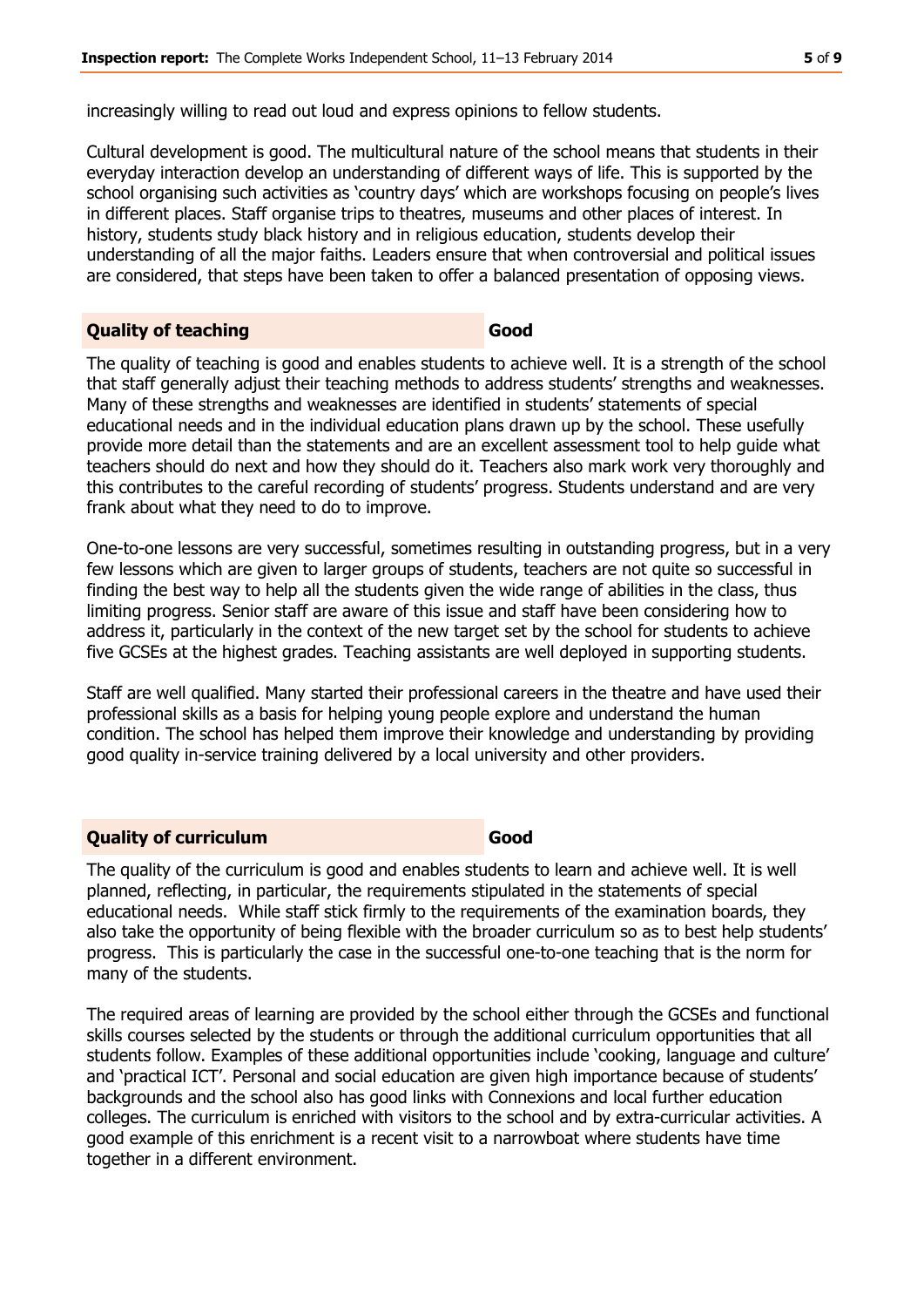increasingly willing to read out loud and express opinions to fellow students.

Cultural development is good. The multicultural nature of the school means that students in their everyday interaction develop an understanding of different ways of life. This is supported by the school organising such activities as 'country days' which are workshops focusing on people's lives in different places. Staff organise trips to theatres, museums and other places of interest. In history, students study black history and in religious education, students develop their understanding of all the major faiths. Leaders ensure that when controversial and political issues are considered, that steps have been taken to offer a balanced presentation of opposing views.

### Quality of teaching — Good

The quality of teaching is good and enables students to achieve well. It is a strength of the school that staff generally adjust their teaching methods to address students' strengths and weaknesses. Many of these strengths and weaknesses are identified in students' statements of special educational needs and in the individual education plans drawn up by the school. These usefully provide more detail than the statements and are an excellent assessment tool to help guide what teachers should do next and how they should do it. Teachers also mark work very thoroughly and this contributes to the careful recording of students' progress. Students understand and are very frank about what they need to do to improve.

One-to-one lessons are very successful, sometimes resulting in outstanding progress, but in a very few lessons which are given to larger groups of students, teachers are not quite so successful in finding the best way to help all the students given the wide range of abilities in the class, thus limiting progress. Senior staff are aware of this issue and staff have been considering how to address it, particularly in the context of the new target set by the school for students to achieve five GCSEs at the highest grades. Teaching assistants are well deployed in supporting students.

Staff are well qualified. Many started their professional careers in the theatre and have used their professional skills as a basis for helping young people explore and understand the human condition. The school has helped them improve their knowledge and understanding by providing good quality in-service training delivered by a local university and other providers.

### Quality of curriculum — Good

The quality of the curriculum is good and enables students to learn and achieve well. It is well planned, reflecting, in particular, the requirements stipulated in the statements of special educational needs. While staff stick firmly to the requirements of the examination boards, they also take the opportunity of being flexible with the broader curriculum so as to best help students' progress. This is particularly the case in the successful one-to-one teaching that is the norm for many of the students.

The required areas of learning are provided by the school either through the GCSEs and functional skills courses selected by the students or through the additional curriculum opportunities that all students follow. Examples of these additional opportunities include 'cooking, language and culture' and 'practical ICT'. Personal and social education are given high importance because of students' backgrounds and the school also has good links with Connexions and local further education colleges. The curriculum is enriched with visitors to the school and by extra-curricular activities. A good example of this enrichment is a recent visit to a narrowboat where students have time together in a different environment.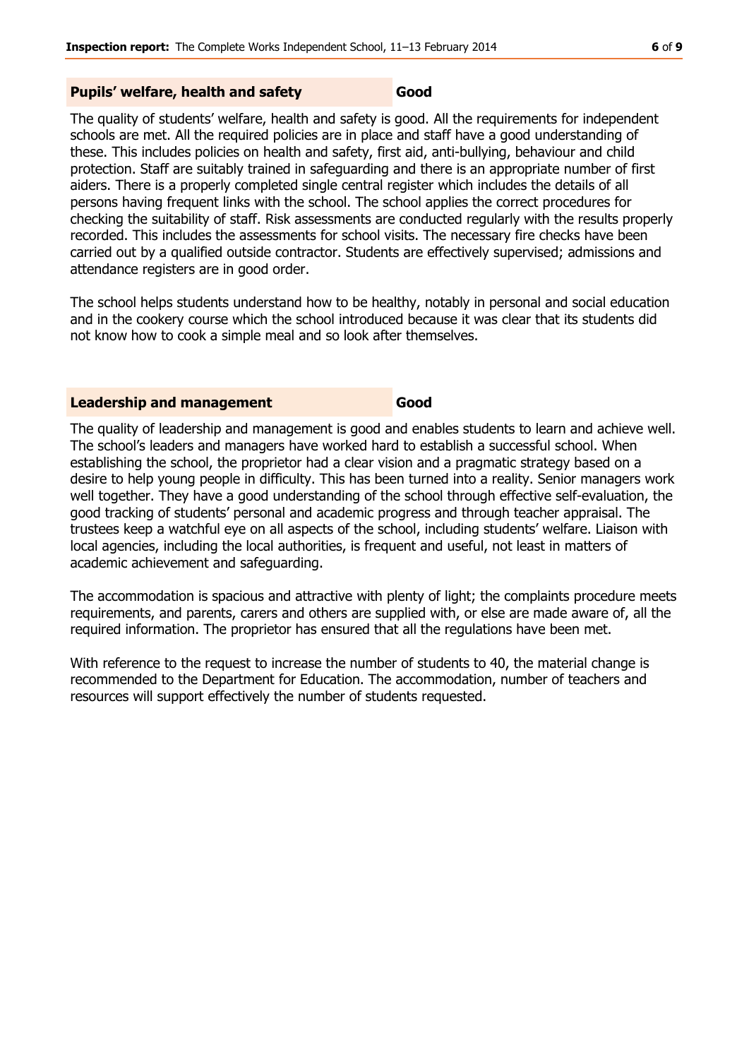## Pupils' welfare, health and safety — Good

The quality of students' welfare, health and safety is good. All the requirements for independent schools are met. All the required policies are in place and staff have a good understanding of these. This includes policies on health and safety, first aid, anti-bullying, behaviour and child protection. Staff are suitably trained in safeguarding and there is an appropriate number of first aiders. There is a properly completed single central register which includes the details of all persons having frequent links with the school. The school applies the correct procedures for checking the suitability of staff. Risk assessments are conducted regularly with the results properly recorded. This includes the assessments for school visits. The necessary fire checks have been carried out by a qualified outside contractor. Students are effectively supervised; admissions and attendance registers are in good order.

The school helps students understand how to be healthy, notably in personal and social education and in the cookery course which the school introduced because it was clear that its students did not know how to cook a simple meal and so look after themselves.

## Leadership and management — Good

The quality of leadership and management is good and enables students to learn and achieve well. The school's leaders and managers have worked hard to establish a successful school. When establishing the school, the proprietor had a clear vision and a pragmatic strategy based on a desire to help young people in difficulty. This has been turned into a reality. Senior managers work well together. They have a good understanding of the school through effective self-evaluation, the good tracking of students' personal and academic progress and through teacher appraisal. The trustees keep a watchful eye on all aspects of the school, including students' welfare. Liaison with local agencies, including the local authorities, is frequent and useful, not least in matters of academic achievement and safeguarding.

The accommodation is spacious and attractive with plenty of light; the complaints procedure meets requirements, and parents, carers and others are supplied with, or else are made aware of, all the required information. The proprietor has ensured that all the regulations have been met.

With reference to the request to increase the number of students to 40, the material change is recommended to the Department for Education. The accommodation, number of teachers and resources will support effectively the number of students requested.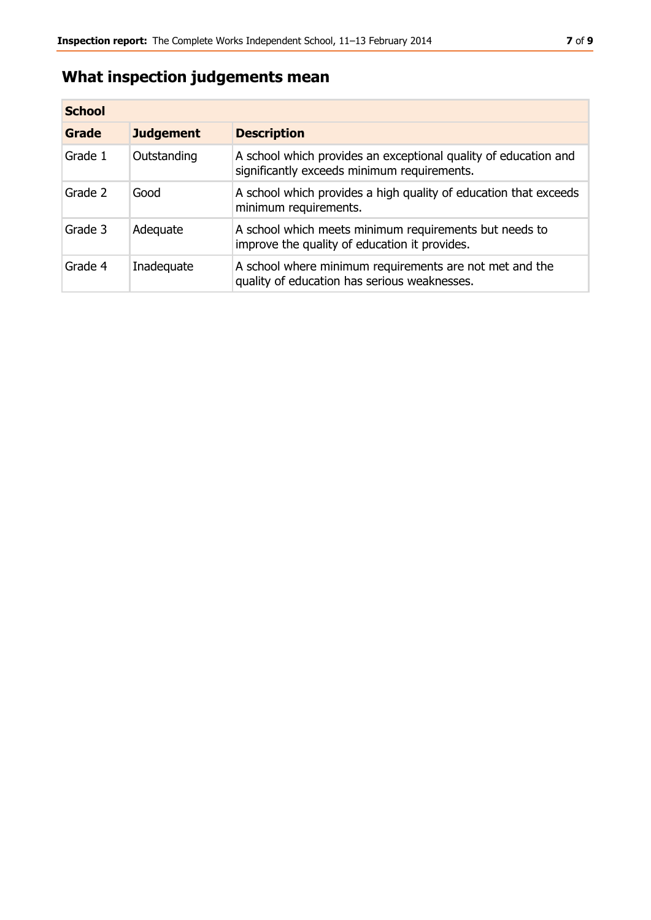## What inspection judgements mean

| School | | |
|---|---|---|
| **Grade** | **Judgement** | **Description** |
| Grade 1 | Outstanding | A school which provides an exceptional quality of education and significantly exceeds minimum requirements. |
| Grade 2 | Good | A school which provides a high quality of education that exceeds minimum requirements. |
| Grade 3 | Adequate | A school which meets minimum requirements but needs to improve the quality of education it provides. |
| Grade 4 | Inadequate | A school where minimum requirements are not met and the quality of education has serious weaknesses. |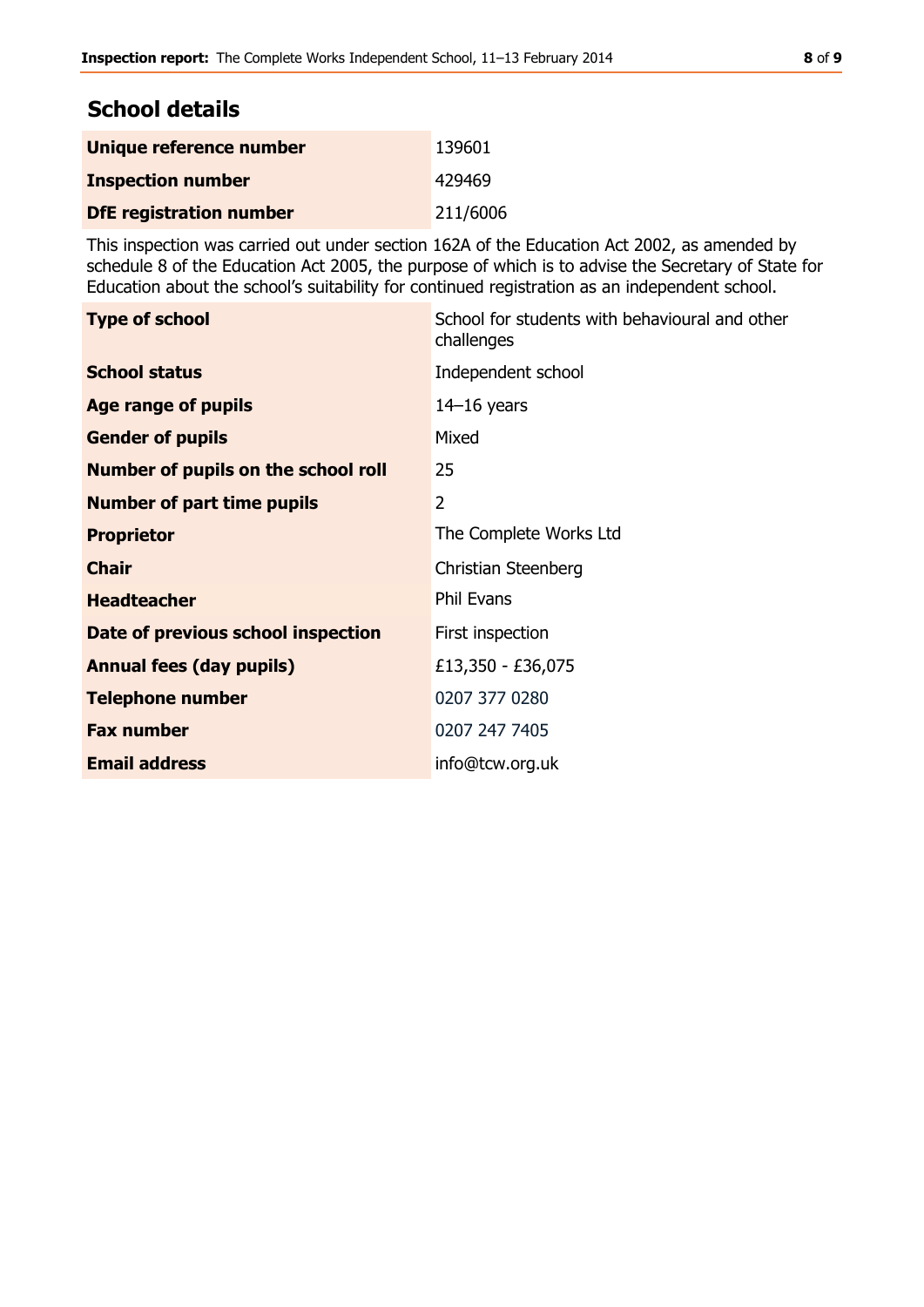## School details

| | |
|---|---|
| **Unique reference number** | 139601 |
| **Inspection number** | 429469 |
| **DfE registration number** | 211/6006 |

This inspection was carried out under section 162A of the Education Act 2002, as amended by schedule 8 of the Education Act 2005, the purpose of which is to advise the Secretary of State for Education about the school's suitability for continued registration as an independent school.

| | |
|---|---|
| **Type of school** | School for students with behavioural and other challenges |
| **School status** | Independent school |
| **Age range of pupils** | 14–16 years |
| **Gender of pupils** | Mixed |
| **Number of pupils on the school roll** | 25 |
| **Number of part time pupils** | 2 |
| **Proprietor** | The Complete Works Ltd |
| **Chair** | Christian Steenberg |
| **Headteacher** | Phil Evans |
| **Date of previous school inspection** | First inspection |
| **Annual fees (day pupils)** | £13,350 - £36,075 |
| **Telephone number** | 0207 377 0280 |
| **Fax number** | 0207 247 7405 |
| **Email address** | info@tcw.org.uk |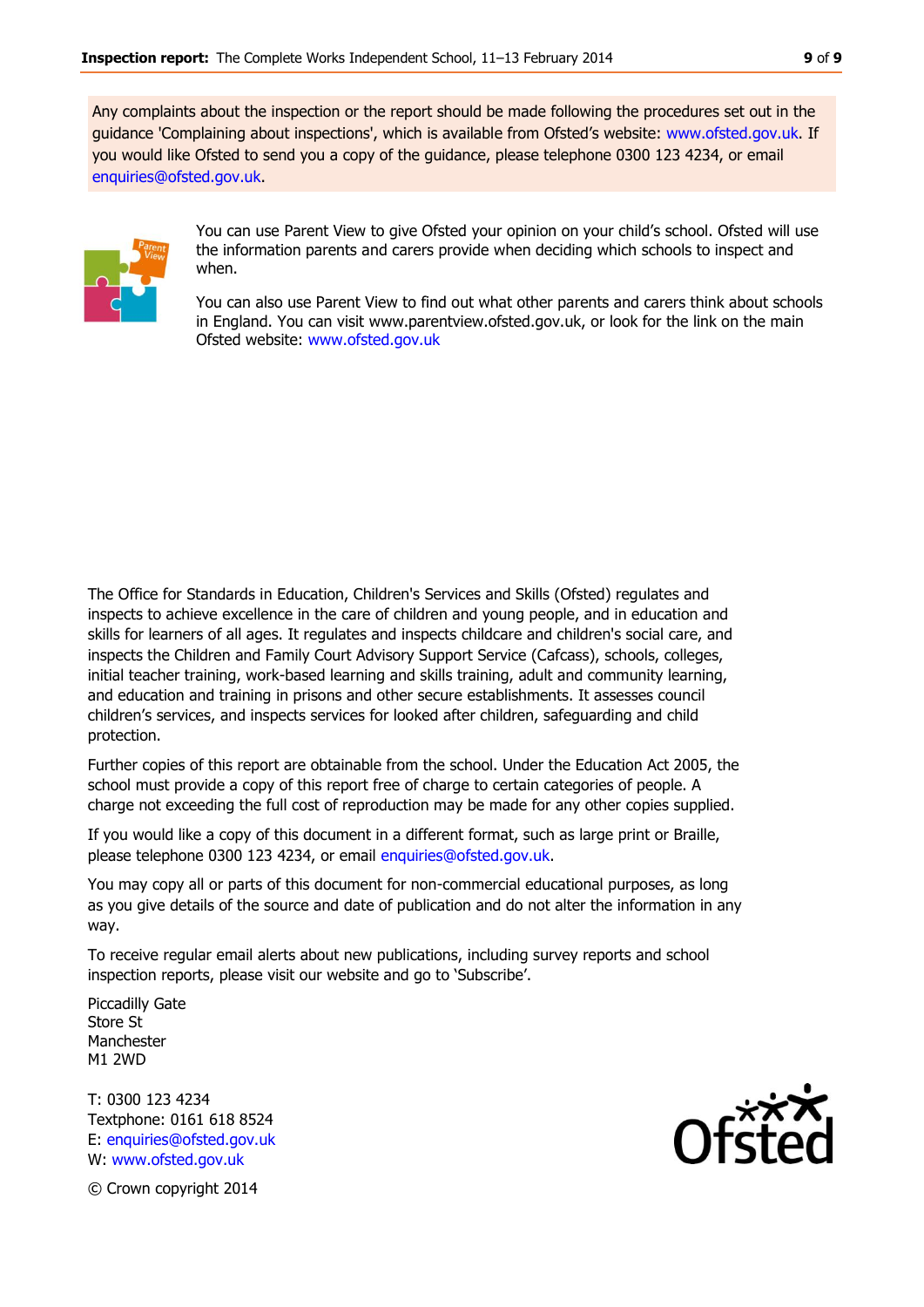Any complaints about the inspection or the report should be made following the procedures set out in the guidance 'Complaining about inspections', which is available from Ofsted's website: www.ofsted.gov.uk. If you would like Ofsted to send you a copy of the guidance, please telephone 0300 123 4234, or email enquiries@ofsted.gov.uk.

You can use Parent View to give Ofsted your opinion on your child's school. Ofsted will use the information parents and carers provide when deciding which schools to inspect and when.

You can also use Parent View to find out what other parents and carers think about schools in England. You can visit www.parentview.ofsted.gov.uk, or look for the link on the main Ofsted website: www.ofsted.gov.uk

The Office for Standards in Education, Children's Services and Skills (Ofsted) regulates and inspects to achieve excellence in the care of children and young people, and in education and skills for learners of all ages. It regulates and inspects childcare and children's social care, and inspects the Children and Family Court Advisory Support Service (Cafcass), schools, colleges, initial teacher training, work-based learning and skills training, adult and community learning, and education and training in prisons and other secure establishments. It assesses council children's services, and inspects services for looked after children, safeguarding and child protection.

Further copies of this report are obtainable from the school. Under the Education Act 2005, the school must provide a copy of this report free of charge to certain categories of people. A charge not exceeding the full cost of reproduction may be made for any other copies supplied.

If you would like a copy of this document in a different format, such as large print or Braille, please telephone 0300 123 4234, or email enquiries@ofsted.gov.uk.

You may copy all or parts of this document for non-commercial educational purposes, as long as you give details of the source and date of publication and do not alter the information in any way.

To receive regular email alerts about new publications, including survey reports and school inspection reports, please visit our website and go to 'Subscribe'.

Piccadilly Gate
Store St
Manchester
M1 2WD

T: 0300 123 4234
Textphone: 0161 618 8524
E: enquiries@ofsted.gov.uk
W: www.ofsted.gov.uk

© Crown copyright 2014